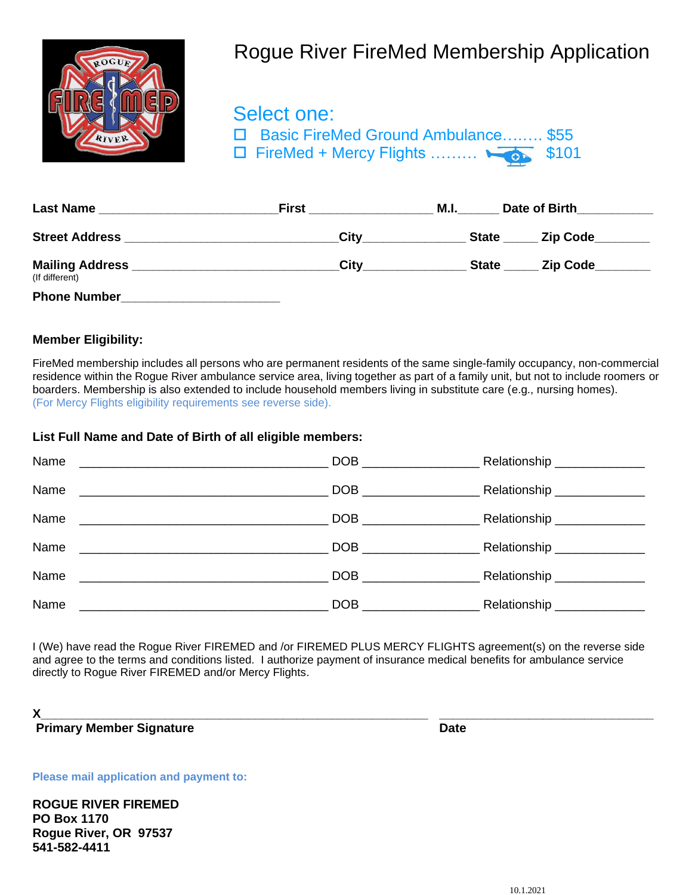# Rogue River FireMed Membership Application

## Select one:

☐ Basic FireMed Ground Ambulance........ $55

☐ FireMed + Mercy Flights ......... $101

**Last Name** ________________________ **First** ________________ **M.I.**_____ **Date of Birth**__________

**Street Address** ______________________________ **City**_____________ **State** _____ **Zip Code**_______

**Mailing Address** ____________________________ **City**_____________ **State** _____ **Zip Code**_______
(If different)

**Phone Number**______________________

**Member Eligibility:**

FireMed membership includes all persons who are permanent residents of the same single-family occupancy, non-commercial residence within the Rogue River ambulance service area, living together as part of a family unit, but not to include roomers or boarders. Membership is also extended to include household members living in substitute care (e.g., nursing homes). (For Mercy Flights eligibility requirements see reverse side).

**List Full Name and Date of Birth of all eligible members:**

Name _________________________________ DOB ______________ Relationship ___________

Name _________________________________ DOB ______________ Relationship ___________

Name _________________________________ DOB ______________ Relationship ___________

Name _________________________________ DOB ______________ Relationship ___________

Name _________________________________ DOB ______________ Relationship ___________

Name _________________________________ DOB ______________ Relationship ___________

I (We) have read the Rogue River FIREMED and /or FIREMED PLUS MERCY FLIGHTS agreement(s) on the reverse side and agree to the terms and conditions listed. I authorize payment of insurance medical benefits for ambulance service directly to Rogue River FIREMED and/or Mercy Flights.

X_______________________________________________________ ______________________________

**Primary Member Signature** **Date**

**Please mail application and payment to:**

**ROGUE RIVER FIREMED**
**PO Box 1170**
**Rogue River, OR 97537**
**541-582-4411**

10.1.2021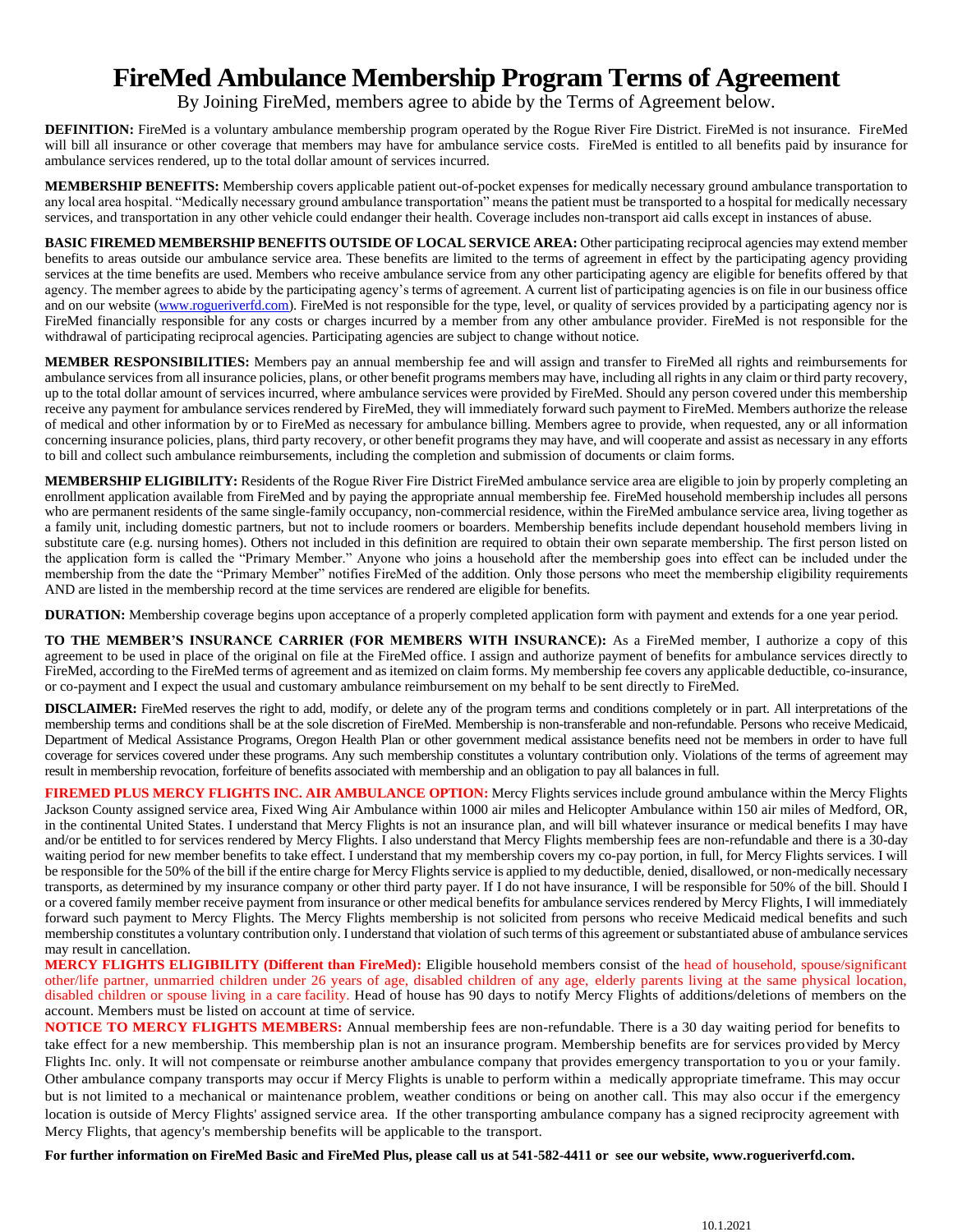# FireMed Ambulance Membership Program Terms of Agreement

By Joining FireMed, members agree to abide by the Terms of Agreement below.

**DEFINITION:** FireMed is a voluntary ambulance membership program operated by the Rogue River Fire District. FireMed is not insurance. FireMed will bill all insurance or other coverage that members may have for ambulance service costs. FireMed is entitled to all benefits paid by insurance for ambulance services rendered, up to the total dollar amount of services incurred.

**MEMBERSHIP BENEFITS:** Membership covers applicable patient out-of-pocket expenses for medically necessary ground ambulance transportation to any local area hospital. "Medically necessary ground ambulance transportation" means the patient must be transported to a hospital for medically necessary services, and transportation in any other vehicle could endanger their health. Coverage includes non-transport aid calls except in instances of abuse.

**BASIC FIREMED MEMBERSHIP BENEFITS OUTSIDE OF LOCAL SERVICE AREA:** Other participating reciprocal agencies may extend member benefits to areas outside our ambulance service area. These benefits are limited to the terms of agreement in effect by the participating agency providing services at the time benefits are used. Members who receive ambulance service from any other participating agency are eligible for benefits offered by that agency. The member agrees to abide by the participating agency's terms of agreement. A current list of participating agencies is on file in our business office and on our website (www.rogueriverfd.com). FireMed is not responsible for the type, level, or quality of services provided by a participating agency nor is FireMed financially responsible for any costs or charges incurred by a member from any other ambulance provider. FireMed is not responsible for the withdrawal of participating reciprocal agencies. Participating agencies are subject to change without notice.

**MEMBER RESPONSIBILITIES:** Members pay an annual membership fee and will assign and transfer to FireMed all rights and reimbursements for ambulance services from all insurance policies, plans, or other benefit programs members may have, including all rights in any claim or third party recovery, up to the total dollar amount of services incurred, where ambulance services were provided by FireMed. Should any person covered under this membership receive any payment for ambulance services rendered by FireMed, they will immediately forward such payment to FireMed. Members authorize the release of medical and other information by or to FireMed as necessary for ambulance billing. Members agree to provide, when requested, any or all information concerning insurance policies, plans, third party recovery, or other benefit programs they may have, and will cooperate and assist as necessary in any efforts to bill and collect such ambulance reimbursements, including the completion and submission of documents or claim forms.

**MEMBERSHIP ELIGIBILITY:** Residents of the Rogue River Fire District FireMed ambulance service area are eligible to join by properly completing an enrollment application available from FireMed and by paying the appropriate annual membership fee. FireMed household membership includes all persons who are permanent residents of the same single-family occupancy, non-commercial residence, within the FireMed ambulance service area, living together as a family unit, including domestic partners, but not to include roomers or boarders. Membership benefits include dependant household members living in substitute care (e.g. nursing homes). Others not included in this definition are required to obtain their own separate membership. The first person listed on the application form is called the "Primary Member." Anyone who joins a household after the membership goes into effect can be included under the membership from the date the "Primary Member" notifies FireMed of the addition. Only those persons who meet the membership eligibility requirements AND are listed in the membership record at the time services are rendered are eligible for benefits.

**DURATION:** Membership coverage begins upon acceptance of a properly completed application form with payment and extends for a one year period.

**TO THE MEMBER'S INSURANCE CARRIER (FOR MEMBERS WITH INSURANCE):** As a FireMed member, I authorize a copy of this agreement to be used in place of the original on file at the FireMed office. I assign and authorize payment of benefits for ambulance services directly to FireMed, according to the FireMed terms of agreement and as itemized on claim forms. My membership fee covers any applicable deductible, co-insurance, or co-payment and I expect the usual and customary ambulance reimbursement on my behalf to be sent directly to FireMed.

**DISCLAIMER:** FireMed reserves the right to add, modify, or delete any of the program terms and conditions completely or in part. All interpretations of the membership terms and conditions shall be at the sole discretion of FireMed. Membership is non-transferable and non-refundable. Persons who receive Medicaid, Department of Medical Assistance Programs, Oregon Health Plan or other government medical assistance benefits need not be members in order to have full coverage for services covered under these programs. Any such membership constitutes a voluntary contribution only. Violations of the terms of agreement may result in membership revocation, forfeiture of benefits associated with membership and an obligation to pay all balances in full.

**FIREMED PLUS MERCY FLIGHTS INC. AIR AMBULANCE OPTION:** Mercy Flights services include ground ambulance within the Mercy Flights Jackson County assigned service area, Fixed Wing Air Ambulance within 1000 air miles and Helicopter Ambulance within 150 air miles of Medford, OR, in the continental United States. I understand that Mercy Flights is not an insurance plan, and will bill whatever insurance or medical benefits I may have and/or be entitled to for services rendered by Mercy Flights. I also understand that Mercy Flights membership fees are non-refundable and there is a 30-day waiting period for new member benefits to take effect. I understand that my membership covers my co-pay portion, in full, for Mercy Flights services. I will be responsible for the 50% of the bill if the entire charge for Mercy Flights service is applied to my deductible, denied, disallowed, or non-medically necessary transports, as determined by my insurance company or other third party payer. If I do not have insurance, I will be responsible for 50% of the bill. Should I or a covered family member receive payment from insurance or other medical benefits for ambulance services rendered by Mercy Flights, I will immediately forward such payment to Mercy Flights. The Mercy Flights membership is not solicited from persons who receive Medicaid medical benefits and such membership constitutes a voluntary contribution only. I understand that violation of such terms of this agreement or substantiated abuse of ambulance services may result in cancellation.

**MERCY FLIGHTS ELIGIBILITY (Different than FireMed):** Eligible household members consist of the head of household, spouse/significant other/life partner, unmarried children under 26 years of age, disabled children of any age, elderly parents living at the same physical location, disabled children or spouse living in a care facility. Head of house has 90 days to notify Mercy Flights of additions/deletions of members on the account. Members must be listed on account at time of service.

**NOTICE TO MERCY FLIGHTS MEMBERS:** Annual membership fees are non-refundable. There is a 30 day waiting period for benefits to take effect for a new membership. This membership plan is not an insurance program. Membership benefits are for services provided by Mercy Flights Inc. only. It will not compensate or reimburse another ambulance company that provides emergency transportation to you or your family. Other ambulance company transports may occur if Mercy Flights is unable to perform within a medically appropriate timeframe. This may occur but is not limited to a mechanical or maintenance problem, weather conditions or being on another call. This may also occur if the emergency location is outside of Mercy Flights' assigned service area. If the other transporting ambulance company has a signed reciprocity agreement with Mercy Flights, that agency's membership benefits will be applicable to the transport.

**For further information on FireMed Basic and FireMed Plus, please call us at 541-582-4411 or see our website, www.rogueriverfd.com.**

10.1.2021